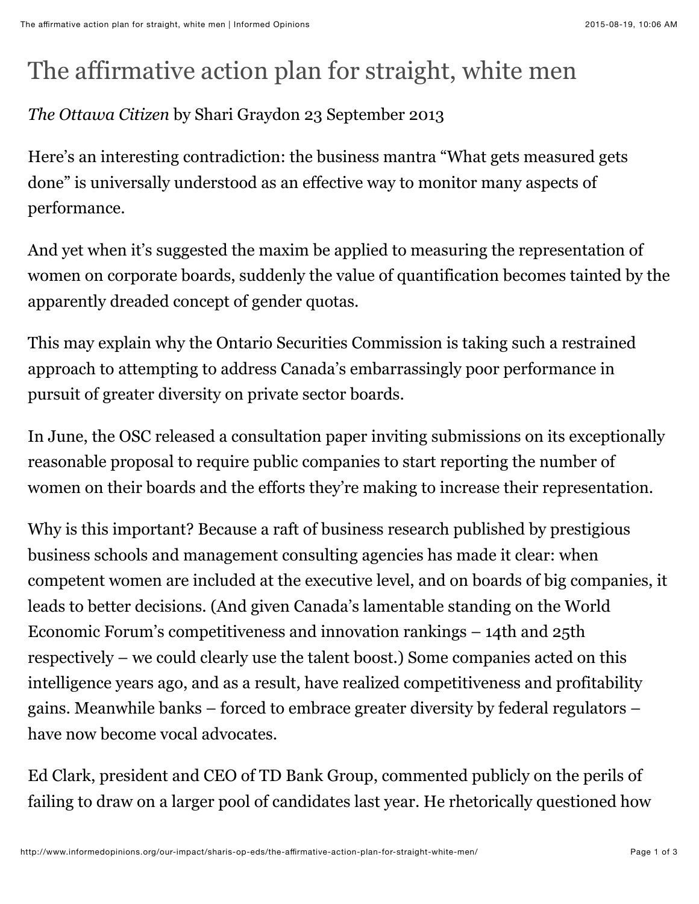# The affirmative action plan for straight, white men

*The Ottawa Citizen* by Shari Graydon 23 September 2013

Here's an interesting contradiction: the business mantra "What gets measured gets done" is universally understood as an effective way to monitor many aspects of performance.

And yet when it's suggested the maxim be applied to measuring the representation of women on corporate boards, suddenly the value of quantification becomes tainted by the apparently dreaded concept of gender quotas.

This may explain why the Ontario Securities Commission is taking such a restrained approach to attempting to address Canada's embarrassingly poor performance in pursuit of greater diversity on private sector boards.

In June, the OSC released a consultation paper inviting submissions on its exceptionally reasonable proposal to require public companies to start reporting the number of women on their boards and the efforts they're making to increase their representation.

Why is this important? Because a raft of business research published by prestigious business schools and management consulting agencies has made it clear: when competent women are included at the executive level, and on boards of big companies, it leads to better decisions. (And given Canada's lamentable standing on the World Economic Forum's competitiveness and innovation rankings – 14th and 25th respectively – we could clearly use the talent boost.) Some companies acted on this intelligence years ago, and as a result, have realized competitiveness and profitability gains. Meanwhile banks – forced to embrace greater diversity by federal regulators – have now become vocal advocates.

Ed Clark, president and CEO of TD Bank Group, commented publicly on the perils of failing to draw on a larger pool of candidates last year. He rhetorically questioned how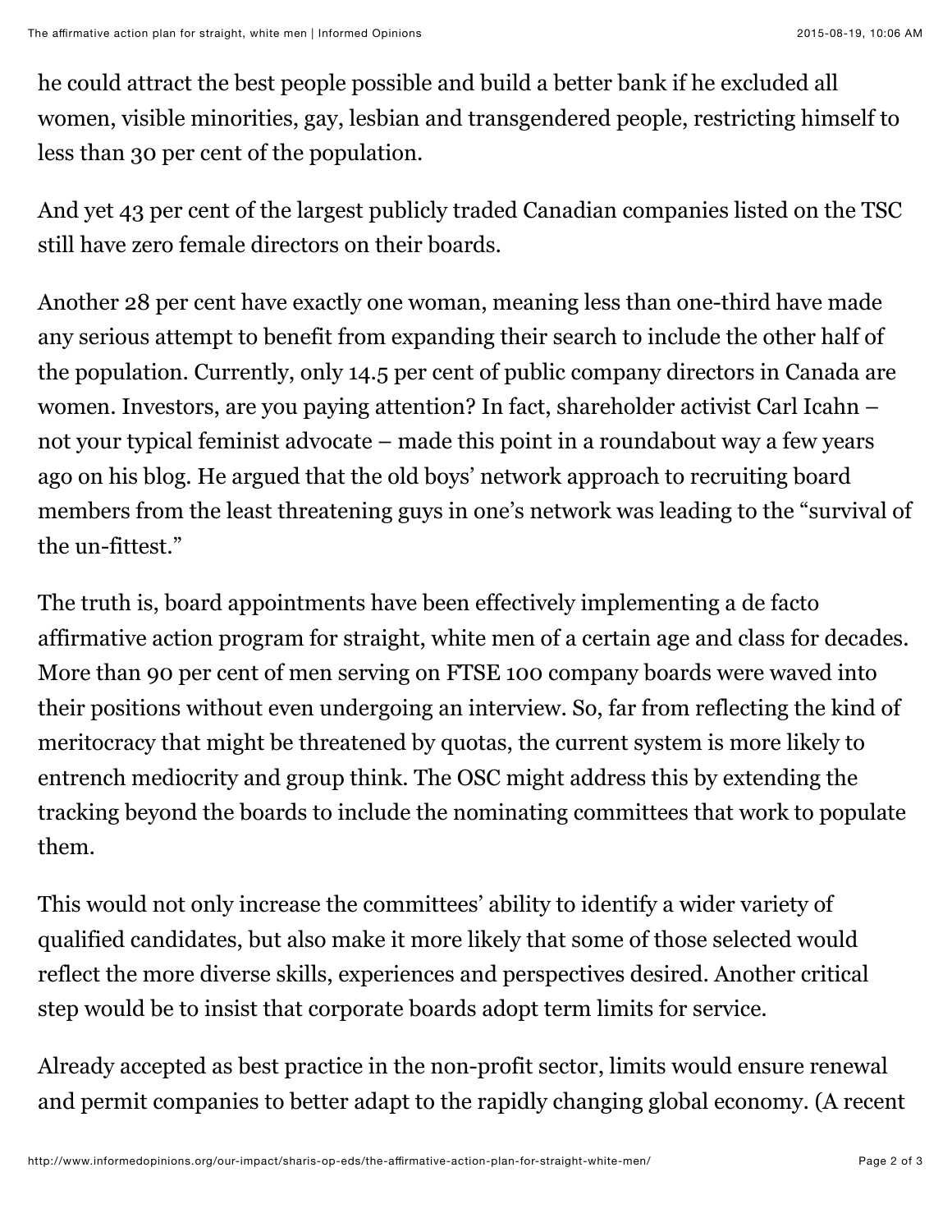he could attract the best people possible and build a better bank if he excluded all women, visible minorities, gay, lesbian and transgendered people, restricting himself to less than 30 per cent of the population.

And yet 43 per cent of the largest publicly traded Canadian companies listed on the TSC still have zero female directors on their boards.

Another 28 per cent have exactly one woman, meaning less than one-third have made any serious attempt to benefit from expanding their search to include the other half of the population. Currently, only 14.5 per cent of public company directors in Canada are women. Investors, are you paying attention? In fact, shareholder activist Carl Icahn – not your typical feminist advocate – made this point in a roundabout way a few years ago on his blog. He argued that the old boys' network approach to recruiting board members from the least threatening guys in one's network was leading to the "survival of the un-fittest."

The truth is, board appointments have been effectively implementing a de facto affirmative action program for straight, white men of a certain age and class for decades. More than 90 per cent of men serving on FTSE 100 company boards were waved into their positions without even undergoing an interview. So, far from reflecting the kind of meritocracy that might be threatened by quotas, the current system is more likely to entrench mediocrity and group think. The OSC might address this by extending the tracking beyond the boards to include the nominating committees that work to populate them.

This would not only increase the committees' ability to identify a wider variety of qualified candidates, but also make it more likely that some of those selected would reflect the more diverse skills, experiences and perspectives desired. Another critical step would be to insist that corporate boards adopt term limits for service.

Already accepted as best practice in the non-profit sector, limits would ensure renewal and permit companies to better adapt to the rapidly changing global economy. (A recent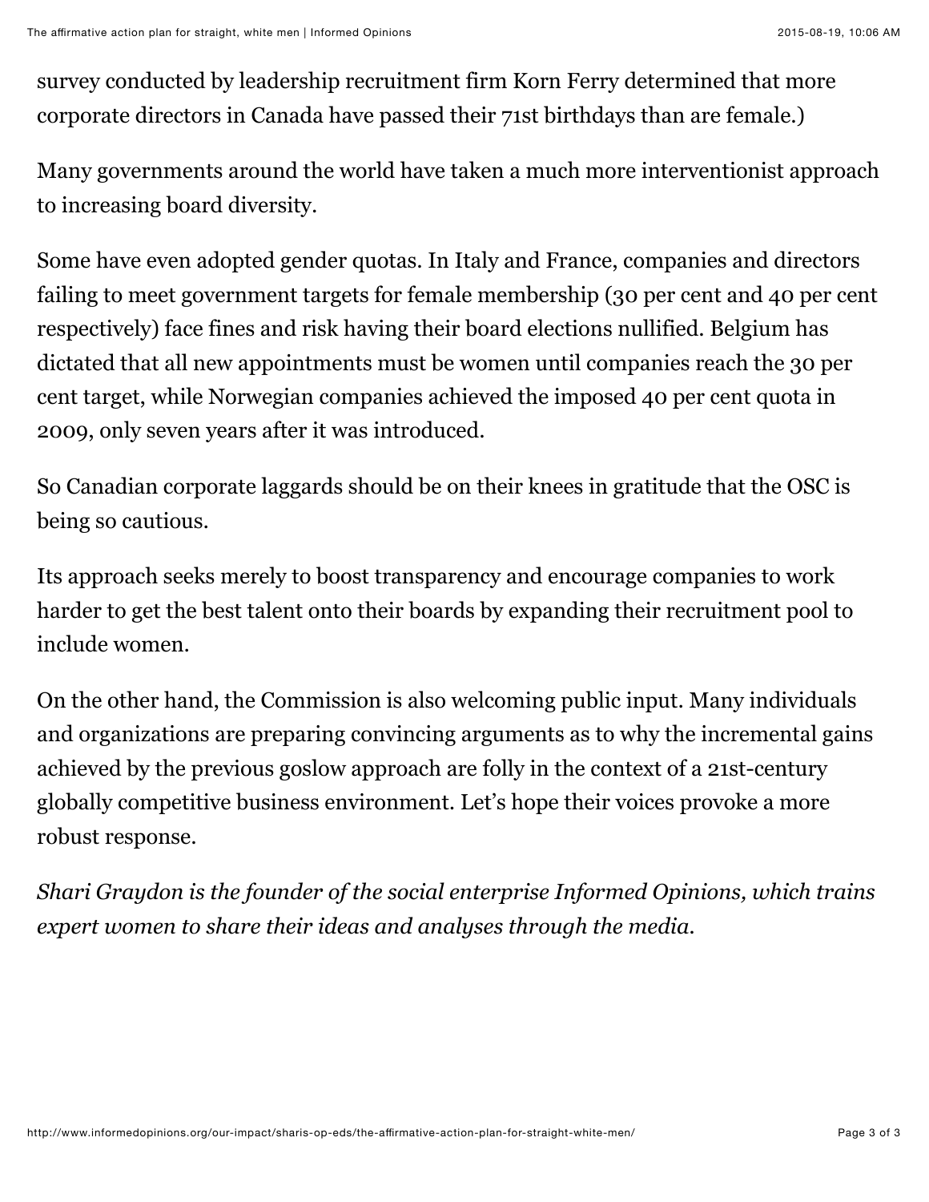survey conducted by leadership recruitment firm Korn Ferry determined that more corporate directors in Canada have passed their 71st birthdays than are female.)

Many governments around the world have taken a much more interventionist approach to increasing board diversity.

Some have even adopted gender quotas. In Italy and France, companies and directors failing to meet government targets for female membership (30 per cent and 40 per cent respectively) face fines and risk having their board elections nullified. Belgium has dictated that all new appointments must be women until companies reach the 30 per cent target, while Norwegian companies achieved the imposed 40 per cent quota in 2009, only seven years after it was introduced.

So Canadian corporate laggards should be on their knees in gratitude that the OSC is being so cautious.

Its approach seeks merely to boost transparency and encourage companies to work harder to get the best talent onto their boards by expanding their recruitment pool to include women.

On the other hand, the Commission is also welcoming public input. Many individuals and organizations are preparing convincing arguments as to why the incremental gains achieved by the previous goslow approach are folly in the context of a 21st-century globally competitive business environment. Let's hope their voices provoke a more robust response.

*Shari Graydon is the founder of the social enterprise Informed Opinions, which trains expert women to share their ideas and analyses through the media.*